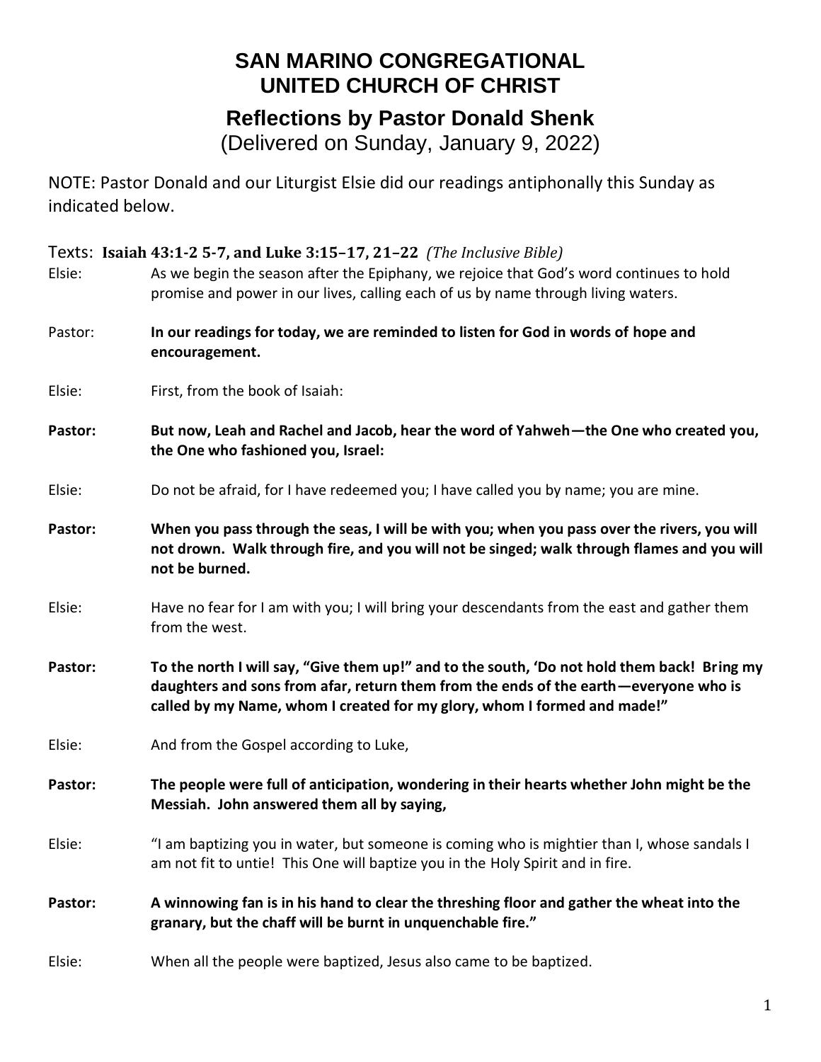# SAN MARINO CONGREGATIONAL UNITED CHURCH OF CHRIST

## Reflections by Pastor Donald Shenk

(Delivered on Sunday, January 9, 2022)

NOTE: Pastor Donald and our Liturgist Elsie did our readings antiphonally this Sunday as indicated below.

Texts: **Isaiah 43:1-2 5-7, and Luke 3:15–17, 21–22** *(The Inclusive Bible)*

Elsie: As we begin the season after the Epiphany, we rejoice that God's word continues to hold promise and power in our lives, calling each of us by name through living waters.

Pastor: **In our readings for today, we are reminded to listen for God in words of hope and encouragement.**

Elsie: First, from the book of Isaiah:

**Pastor: But now, Leah and Rachel and Jacob, hear the word of Yahweh—the One who created you, the One who fashioned you, Israel:**

Elsie: Do not be afraid, for I have redeemed you; I have called you by name; you are mine.

**Pastor: When you pass through the seas, I will be with you; when you pass over the rivers, you will not drown. Walk through fire, and you will not be singed; walk through flames and you will not be burned.**

Elsie: Have no fear for I am with you; I will bring your descendants from the east and gather them from the west.

**Pastor: To the north I will say, "Give them up!" and to the south, 'Do not hold them back! Bring my daughters and sons from afar, return them from the ends of the earth—everyone who is called by my Name, whom I created for my glory, whom I formed and made!"**

Elsie: And from the Gospel according to Luke,

**Pastor: The people were full of anticipation, wondering in their hearts whether John might be the Messiah. John answered them all by saying,**

Elsie: "I am baptizing you in water, but someone is coming who is mightier than I, whose sandals I am not fit to untie! This One will baptize you in the Holy Spirit and in fire.

**Pastor: A winnowing fan is in his hand to clear the threshing floor and gather the wheat into the granary, but the chaff will be burnt in unquenchable fire."**

Elsie: When all the people were baptized, Jesus also came to be baptized.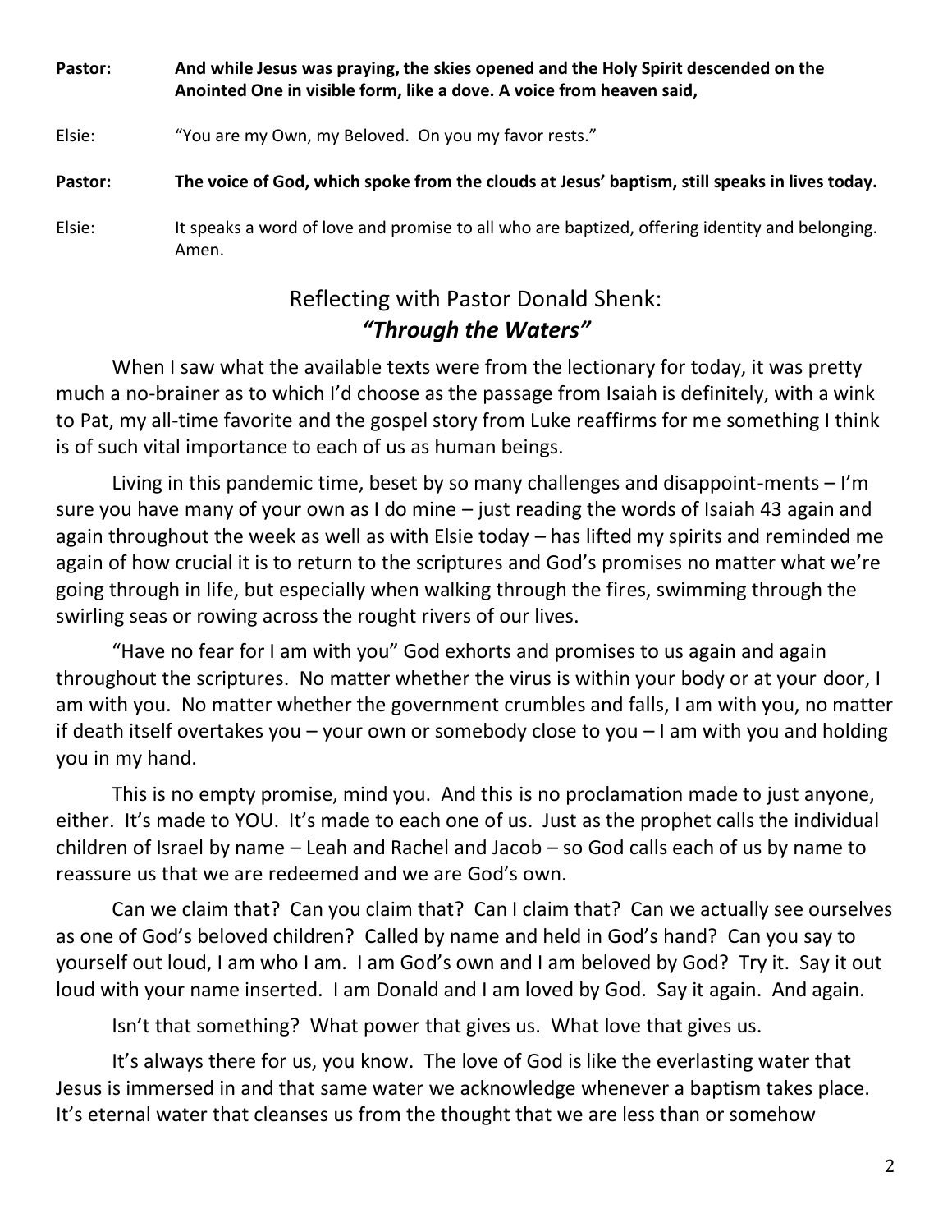**Pastor:** **And while Jesus was praying, the skies opened and the Holy Spirit descended on the Anointed One in visible form, like a dove. A voice from heaven said,**

Elsie: "You are my Own, my Beloved. On you my favor rests."

**Pastor:** **The voice of God, which spoke from the clouds at Jesus' baptism, still speaks in lives today.**

Elsie: It speaks a word of love and promise to all who are baptized, offering identity and belonging. Amen.

## Reflecting with Pastor Donald Shenk:
## ***"Through the Waters"***

When I saw what the available texts were from the lectionary for today, it was pretty much a no-brainer as to which I'd choose as the passage from Isaiah is definitely, with a wink to Pat, my all-time favorite and the gospel story from Luke reaffirms for me something I think is of such vital importance to each of us as human beings.

Living in this pandemic time, beset by so many challenges and disappoint-ments – I'm sure you have many of your own as I do mine – just reading the words of Isaiah 43 again and again throughout the week as well as with Elsie today – has lifted my spirits and reminded me again of how crucial it is to return to the scriptures and God's promises no matter what we're going through in life, but especially when walking through the fires, swimming through the swirling seas or rowing across the rought rivers of our lives.

"Have no fear for I am with you" God exhorts and promises to us again and again throughout the scriptures. No matter whether the virus is within your body or at your door, I am with you. No matter whether the government crumbles and falls, I am with you, no matter if death itself overtakes you – your own or somebody close to you – I am with you and holding you in my hand.

This is no empty promise, mind you. And this is no proclamation made to just anyone, either. It's made to YOU. It's made to each one of us. Just as the prophet calls the individual children of Israel by name – Leah and Rachel and Jacob – so God calls each of us by name to reassure us that we are redeemed and we are God's own.

Can we claim that? Can you claim that? Can I claim that? Can we actually see ourselves as one of God's beloved children? Called by name and held in God's hand? Can you say to yourself out loud, I am who I am. I am God's own and I am beloved by God? Try it. Say it out loud with your name inserted. I am Donald and I am loved by God. Say it again. And again.

Isn't that something? What power that gives us. What love that gives us.

It's always there for us, you know. The love of God is like the everlasting water that Jesus is immersed in and that same water we acknowledge whenever a baptism takes place. It's eternal water that cleanses us from the thought that we are less than or somehow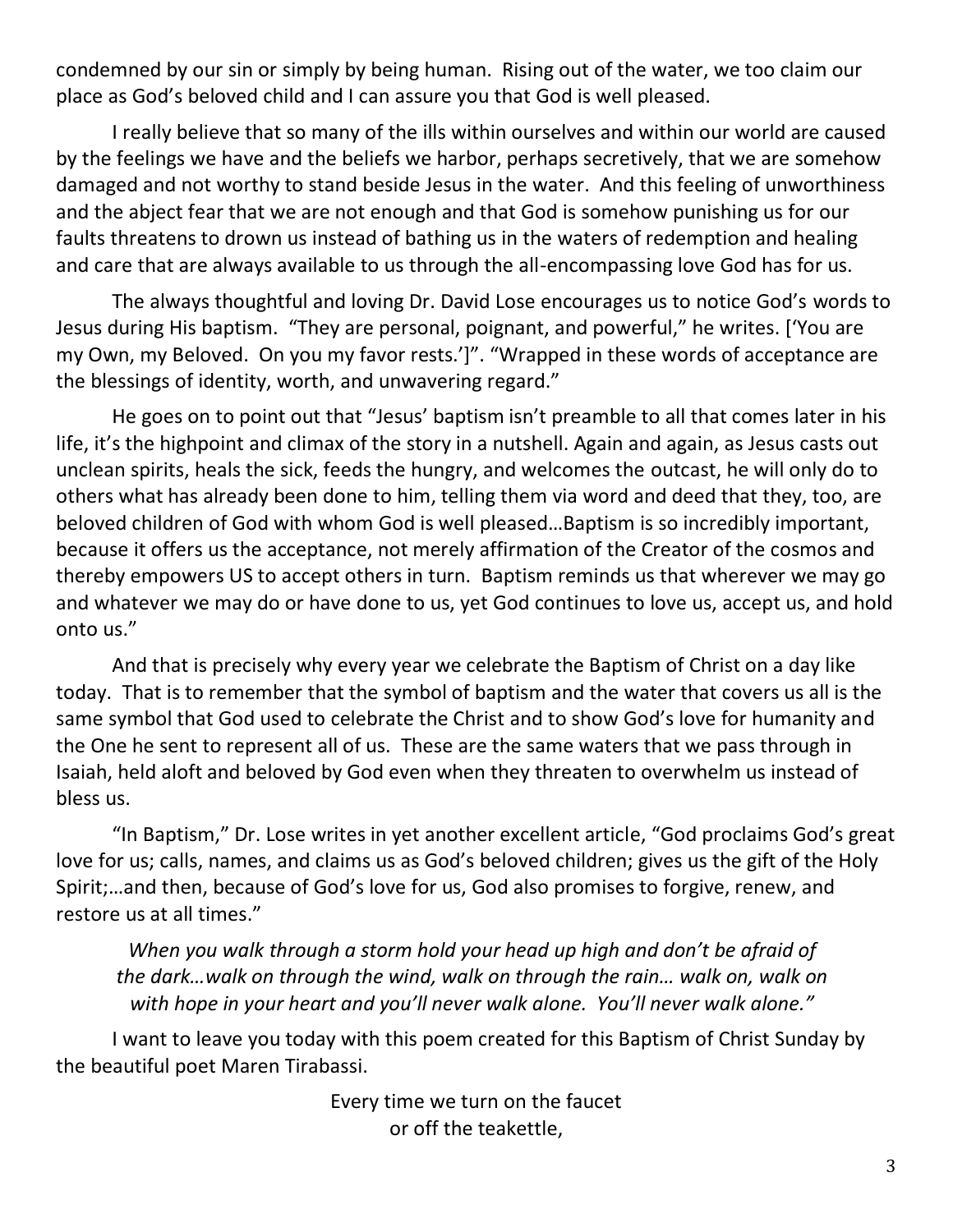condemned by our sin or simply by being human. Rising out of the water, we too claim our place as God's beloved child and I can assure you that God is well pleased.

I really believe that so many of the ills within ourselves and within our world are caused by the feelings we have and the beliefs we harbor, perhaps secretively, that we are somehow damaged and not worthy to stand beside Jesus in the water. And this feeling of unworthiness and the abject fear that we are not enough and that God is somehow punishing us for our faults threatens to drown us instead of bathing us in the waters of redemption and healing and care that are always available to us through the all-encompassing love God has for us.

The always thoughtful and loving Dr. David Lose encourages us to notice God's words to Jesus during His baptism. "They are personal, poignant, and powerful," he writes. ['You are my Own, my Beloved. On you my favor rests.']". "Wrapped in these words of acceptance are the blessings of identity, worth, and unwavering regard."

He goes on to point out that "Jesus' baptism isn't preamble to all that comes later in his life, it's the highpoint and climax of the story in a nutshell. Again and again, as Jesus casts out unclean spirits, heals the sick, feeds the hungry, and welcomes the outcast, he will only do to others what has already been done to him, telling them via word and deed that they, too, are beloved children of God with whom God is well pleased…Baptism is so incredibly important, because it offers us the acceptance, not merely affirmation of the Creator of the cosmos and thereby empowers US to accept others in turn. Baptism reminds us that wherever we may go and whatever we may do or have done to us, yet God continues to love us, accept us, and hold onto us."

And that is precisely why every year we celebrate the Baptism of Christ on a day like today. That is to remember that the symbol of baptism and the water that covers us all is the same symbol that God used to celebrate the Christ and to show God's love for humanity and the One he sent to represent all of us. These are the same waters that we pass through in Isaiah, held aloft and beloved by God even when they threaten to overwhelm us instead of bless us.

"In Baptism," Dr. Lose writes in yet another excellent article, "God proclaims God's great love for us; calls, names, and claims us as God's beloved children; gives us the gift of the Holy Spirit;…and then, because of God's love for us, God also promises to forgive, renew, and restore us at all times."

*When you walk through a storm hold your head up high and don't be afraid of the dark…walk on through the wind, walk on through the rain… walk on, walk on with hope in your heart and you'll never walk alone. You'll never walk alone."*

I want to leave you today with this poem created for this Baptism of Christ Sunday by the beautiful poet Maren Tirabassi.

Every time we turn on the faucet  
or off the teakettle,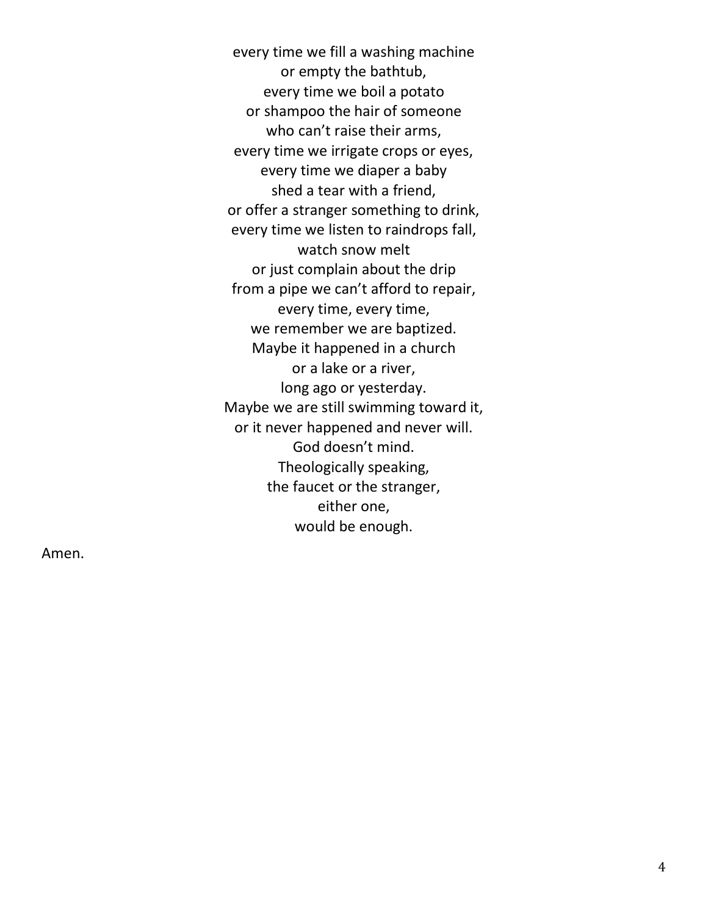every time we fill a washing machine  
or empty the bathtub,  
every time we boil a potato  
or shampoo the hair of someone  
who can't raise their arms,  
every time we irrigate crops or eyes,  
every time we diaper a baby  
shed a tear with a friend,  
or offer a stranger something to drink,  
every time we listen to raindrops fall,  
watch snow melt  
or just complain about the drip  
from a pipe we can't afford to repair,  
every time, every time,  
we remember we are baptized.  
Maybe it happened in a church  
or a lake or a river,  
long ago or yesterday.  
Maybe we are still swimming toward it,  
or it never happened and never will.  
God doesn't mind.  
Theologically speaking,  
the faucet or the stranger,  
either one,  
would be enough.

Amen.